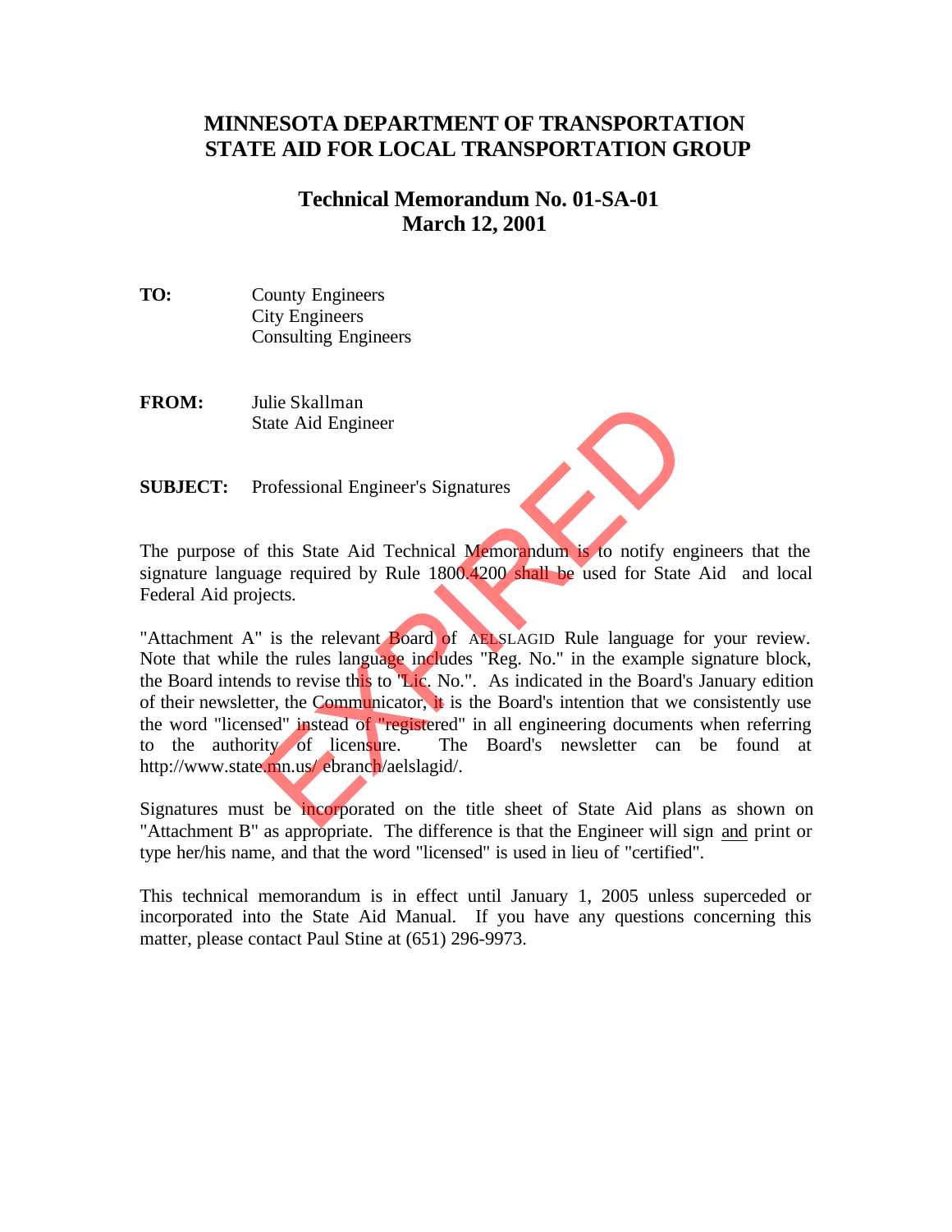# MINNESOTA DEPARTMENT OF TRANSPORTATION
# STATE AID FOR LOCAL TRANSPORTATION GROUP

## Technical Memorandum No. 01-SA-01
## March 12, 2001

**TO:** County Engineers
City Engineers
Consulting Engineers

**FROM:** Julie Skallman
State Aid Engineer

**SUBJECT:** Professional Engineer's Signatures

EXPIRED

The purpose of this State Aid Technical Memorandum is to notify engineers that the signature language required by Rule 1800.4200 shall be used for State Aid and local Federal Aid projects.

"Attachment A" is the relevant Board of AELSLAGID Rule language for your review. Note that while the rules language includes "Reg. No." in the example signature block, the Board intends to revise this to "Lic. No.". As indicated in the Board's January edition of their newsletter, the Communicator, it is the Board's intention that we consistently use the word "licensed" instead of "registered" in all engineering documents when referring to the authority of licensure. The Board's newsletter can be found at http://www.state.mn.us/ebranch/aelslagid/.

Signatures must be incorporated on the title sheet of State Aid plans as shown on "Attachment B" as appropriate. The difference is that the Engineer will sign and print or type her/his name, and that the word "licensed" is used in lieu of "certified".

This technical memorandum is in effect until January 1, 2005 unless superceded or incorporated into the State Aid Manual. If you have any questions concerning this matter, please contact Paul Stine at (651) 296-9973.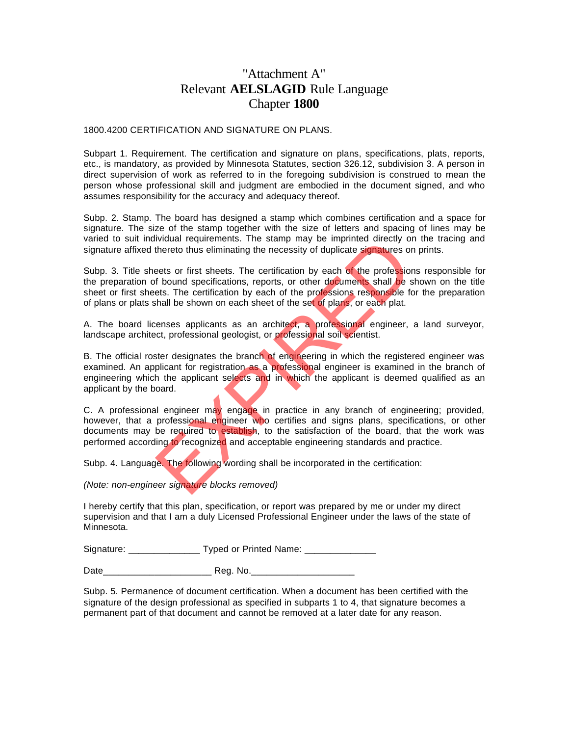# "Attachment A"
# Relevant **AELSLAGID** Rule Language
# Chapter **1800**

1800.4200 CERTIFICATION AND SIGNATURE ON PLANS.

Subpart 1. Requirement. The certification and signature on plans, specifications, plats, reports, etc., is mandatory, as provided by Minnesota Statutes, section 326.12, subdivision 3. A person in direct supervision of work as referred to in the foregoing subdivision is construed to mean the person whose professional skill and judgment are embodied in the document signed, and who assumes responsibility for the accuracy and adequacy thereof.

Subp. 2. Stamp. The board has designed a stamp which combines certification and a space for signature. The size of the stamp together with the size of letters and spacing of lines may be varied to suit individual requirements. The stamp may be imprinted directly on the tracing and signature affixed thereto thus eliminating the necessity of duplicate signatures on prints.

Subp. 3. Title sheets or first sheets. The certification by each of the professions responsible for the preparation of bound specifications, reports, or other documents shall be shown on the title sheet or first sheets. The certification by each of the professions responsible for the preparation of plans or plats shall be shown on each sheet of the set of plans, or each plat.

A. The board licenses applicants as an architect, a professional engineer, a land surveyor, landscape architect, professional geologist, or professional soil scientist.

B. The official roster designates the branch of engineering in which the registered engineer was examined. An applicant for registration as a professional engineer is examined in the branch of engineering which the applicant selects and in which the applicant is deemed qualified as an applicant by the board.

C. A professional engineer may engage in practice in any branch of engineering; provided, however, that a professional engineer who certifies and signs plans, specifications, or other documents may be required to establish, to the satisfaction of the board, that the work was performed according to recognized and acceptable engineering standards and practice.

Subp. 4. Language. The following wording shall be incorporated in the certification:

*(Note: non-engineer signature blocks removed)*

I hereby certify that this plan, specification, or report was prepared by me or under my direct supervision and that I am a duly Licensed Professional Engineer under the laws of the state of Minnesota.

Signature: ______________ Typed or Printed Name: ______________

Date_____________________ Reg. No.____________________

Subp. 5. Permanence of document certification. When a document has been certified with the signature of the design professional as specified in subparts 1 to 4, that signature becomes a permanent part of that document and cannot be removed at a later date for any reason.

EXPIRED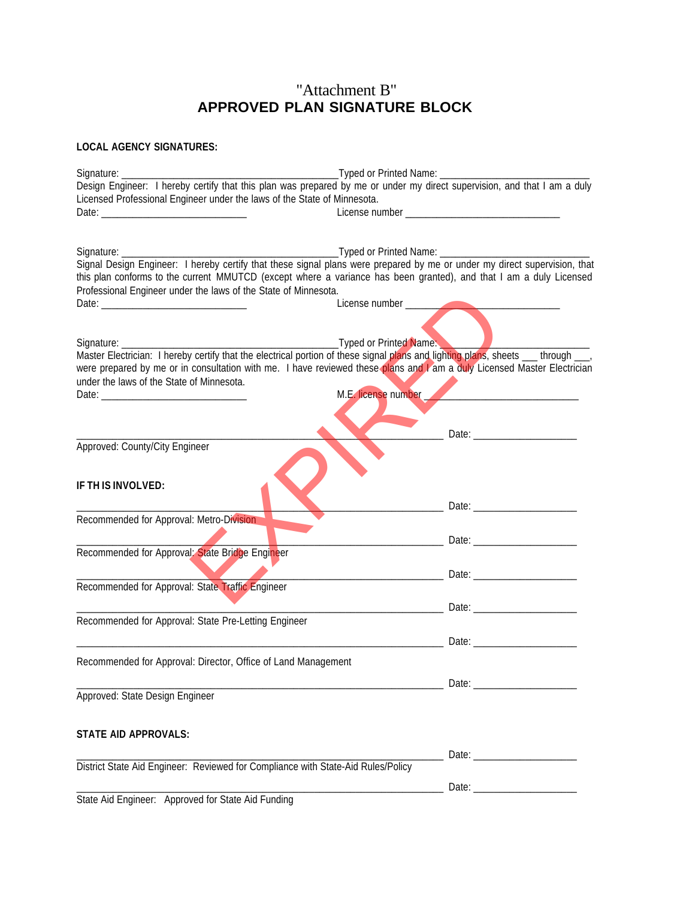"Attachment B"
# APPROVED PLAN SIGNATURE BLOCK

**LOCAL AGENCY SIGNATURES:**

Signature: ________________________________________ Typed or Printed Name: ___________________________
Design Engineer: I hereby certify that this plan was prepared by me or under my direct supervision, and that I am a duly Licensed Professional Engineer under the laws of the State of Minnesota.
Date: ___________________________ License number ____________________________

Signature: ________________________________________ Typed or Printed Name: ___________________________
Signal Design Engineer: I hereby certify that these signal plans were prepared by me or under my direct supervision, that this plan conforms to the current MMUTCD (except where a variance has been granted), and that I am a duly Licensed Professional Engineer under the laws of the State of Minnesota.
Date: ___________________________ License number ____________________________

Signature: ________________________________________ Typed or Printed Name: ___________________________
Master Electrician: I hereby certify that the electrical portion of these signal plans and lighting plans, sheets ___ through ___, were prepared by me or in consultation with me. I have reviewed these plans and I am a duly Licensed Master Electrician under the laws of the State of Minnesota.
Date: ___________________________ M.E. license number ____________________________

____________________________________________________________________ Date: ___________________
Approved: County/City Engineer

**IF TH IS INVOLVED:**

____________________________________________________________________ Date: ___________________
Recommended for Approval: Metro-Division

____________________________________________________________________ Date: ___________________
Recommended for Approval: State Bridge Engineer

____________________________________________________________________ Date: ___________________
Recommended for Approval: State Traffic Engineer

____________________________________________________________________ Date: ___________________
Recommended for Approval: State Pre-Letting Engineer

____________________________________________________________________ Date: ___________________
Recommended for Approval: Director, Office of Land Management

____________________________________________________________________ Date: ___________________
Approved: State Design Engineer

**STATE AID APPROVALS:**

____________________________________________________________________ Date: ___________________
District State Aid Engineer: Reviewed for Compliance with State-Aid Rules/Policy

____________________________________________________________________ Date: ___________________
State Aid Engineer: Approved for State Aid Funding

EXPIRED